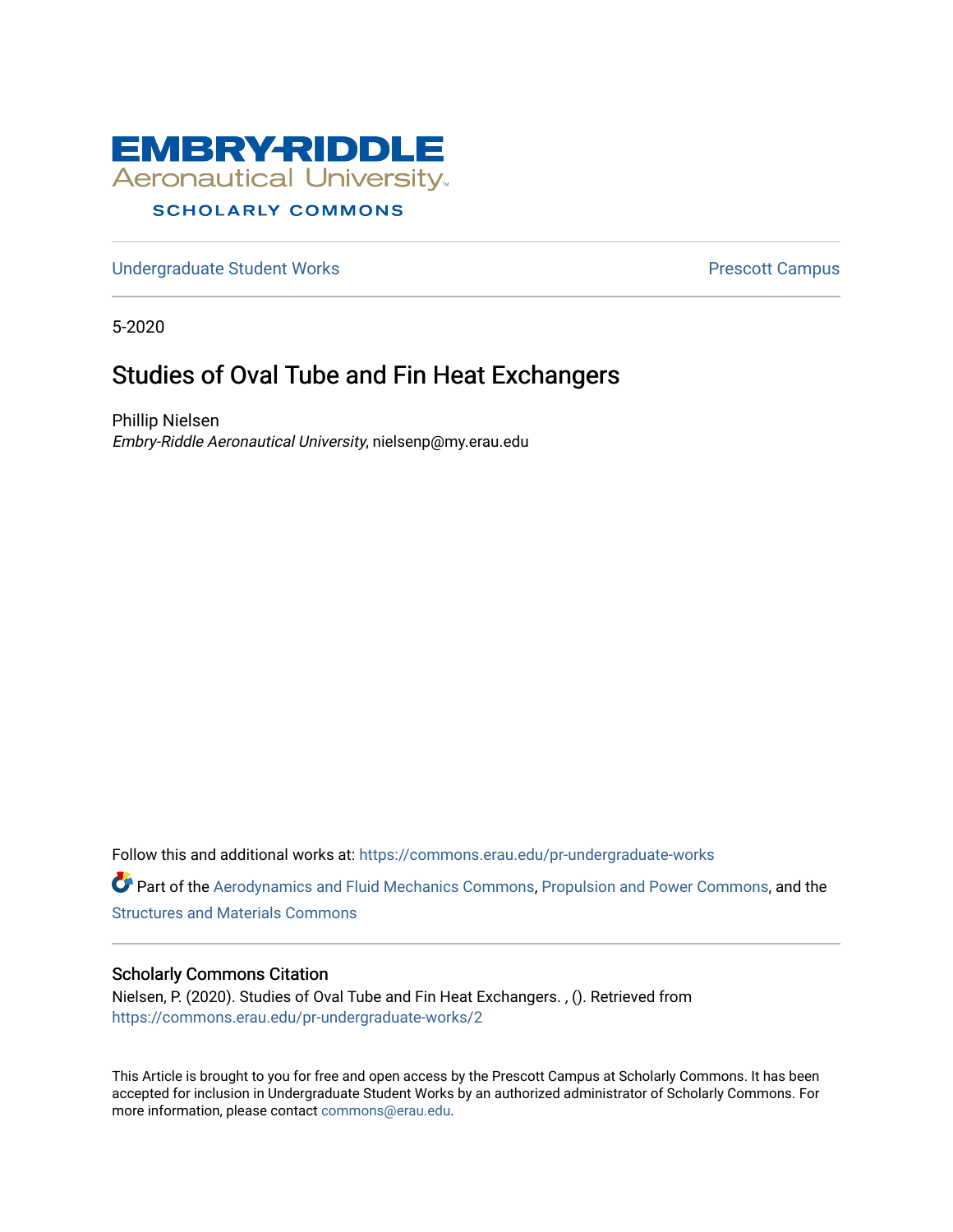EMBRY-RIDDLE
Aeronautical University
SCHOLARLY COMMONS

Undergraduate Student Works | Prescott Campus

5-2020

# Studies of Oval Tube and Fin Heat Exchangers

Phillip Nielsen
*Embry-Riddle Aeronautical University*, nielsenp@my.erau.edu

Follow this and additional works at: https://commons.erau.edu/pr-undergraduate-works

Part of the Aerodynamics and Fluid Mechanics Commons, Propulsion and Power Commons, and the Structures and Materials Commons

## Scholarly Commons Citation

Nielsen, P. (2020). Studies of Oval Tube and Fin Heat Exchangers. , (). Retrieved from https://commons.erau.edu/pr-undergraduate-works/2

This Article is brought to you for free and open access by the Prescott Campus at Scholarly Commons. It has been accepted for inclusion in Undergraduate Student Works by an authorized administrator of Scholarly Commons. For more information, please contact commons@erau.edu.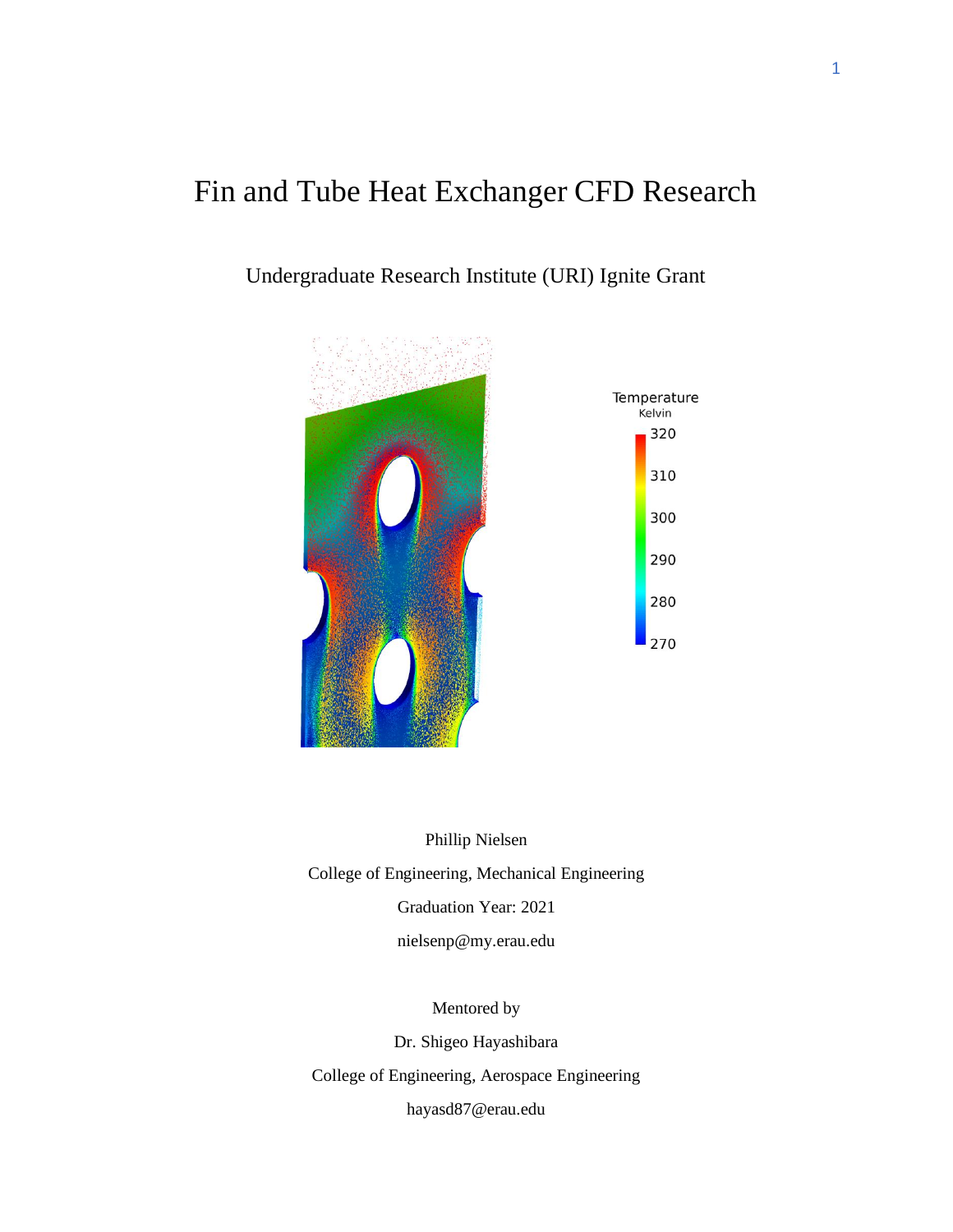# Fin and Tube Heat Exchanger CFD Research

Undergraduate Research Institute (URI) Ignite Grant

Phillip Nielsen

College of Engineering, Mechanical Engineering

Graduation Year: 2021

nielsenp@my.erau.edu

Mentored by

Dr. Shigeo Hayashibara

College of Engineering, Aerospace Engineering

hayasd87@erau.edu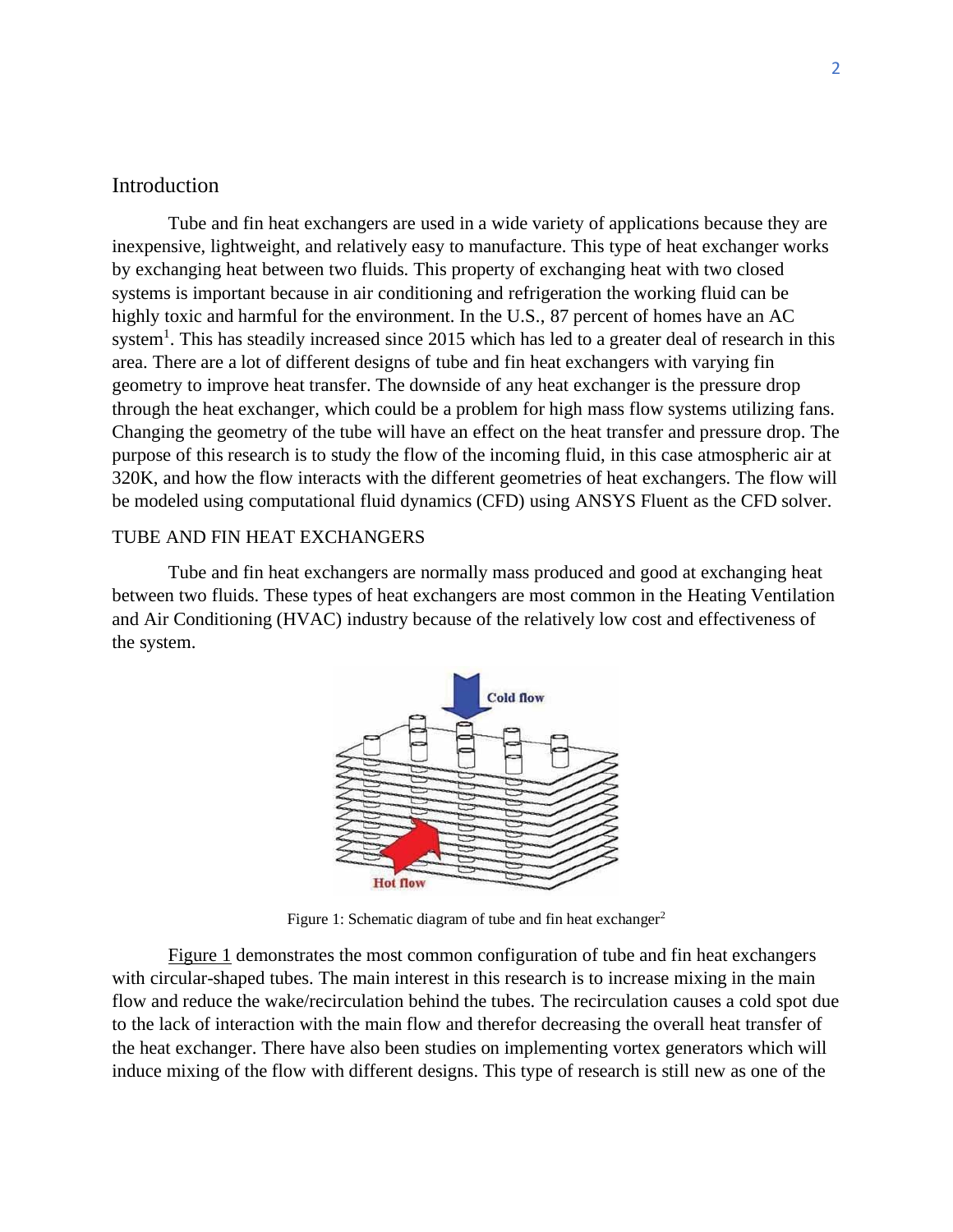## Introduction

Tube and fin heat exchangers are used in a wide variety of applications because they are inexpensive, lightweight, and relatively easy to manufacture. This type of heat exchanger works by exchanging heat between two fluids. This property of exchanging heat with two closed systems is important because in air conditioning and refrigeration the working fluid can be highly toxic and harmful for the environment. In the U.S., 87 percent of homes have an AC system[1]. This has steadily increased since 2015 which has led to a greater deal of research in this area. There are a lot of different designs of tube and fin heat exchangers with varying fin geometry to improve heat transfer. The downside of any heat exchanger is the pressure drop through the heat exchanger, which could be a problem for high mass flow systems utilizing fans. Changing the geometry of the tube will have an effect on the heat transfer and pressure drop. The purpose of this research is to study the flow of the incoming fluid, in this case atmospheric air at 320K, and how the flow interacts with the different geometries of heat exchangers. The flow will be modeled using computational fluid dynamics (CFD) using ANSYS Fluent as the CFD solver.

### TUBE AND FIN HEAT EXCHANGERS

Tube and fin heat exchangers are normally mass produced and good at exchanging heat between two fluids. These types of heat exchangers are most common in the Heating Ventilation and Air Conditioning (HVAC) industry because of the relatively low cost and effectiveness of the system.

Figure 1: Schematic diagram of tube and fin heat exchanger[2]

Figure 1 demonstrates the most common configuration of tube and fin heat exchangers with circular-shaped tubes. The main interest in this research is to increase mixing in the main flow and reduce the wake/recirculation behind the tubes. The recirculation causes a cold spot due to the lack of interaction with the main flow and therefor decreasing the overall heat transfer of the heat exchanger. There have also been studies on implementing vortex generators which will induce mixing of the flow with different designs. This type of research is still new as one of the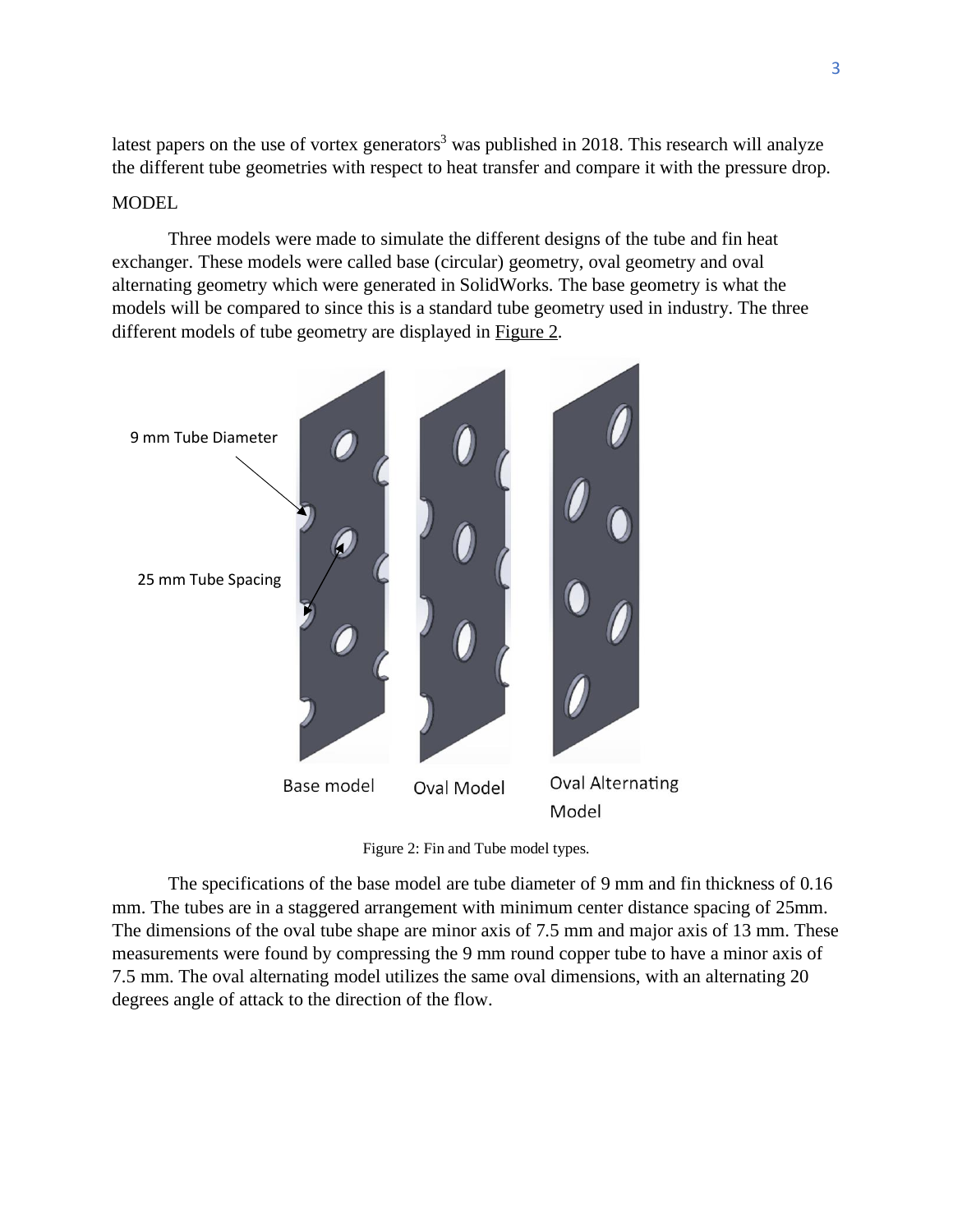latest papers on the use of vortex generators[3] was published in 2018. This research will analyze the different tube geometries with respect to heat transfer and compare it with the pressure drop.

## MODEL

Three models were made to simulate the different designs of the tube and fin heat exchanger. These models were called base (circular) geometry, oval geometry and oval alternating geometry which were generated in SolidWorks. The base geometry is what the models will be compared to since this is a standard tube geometry used in industry. The three different models of tube geometry are displayed in Figure 2.

Figure 2: Fin and Tube model types.

The specifications of the base model are tube diameter of 9 mm and fin thickness of 0.16 mm. The tubes are in a staggered arrangement with minimum center distance spacing of 25mm. The dimensions of the oval tube shape are minor axis of 7.5 mm and major axis of 13 mm. These measurements were found by compressing the 9 mm round copper tube to have a minor axis of 7.5 mm. The oval alternating model utilizes the same oval dimensions, with an alternating 20 degrees angle of attack to the direction of the flow.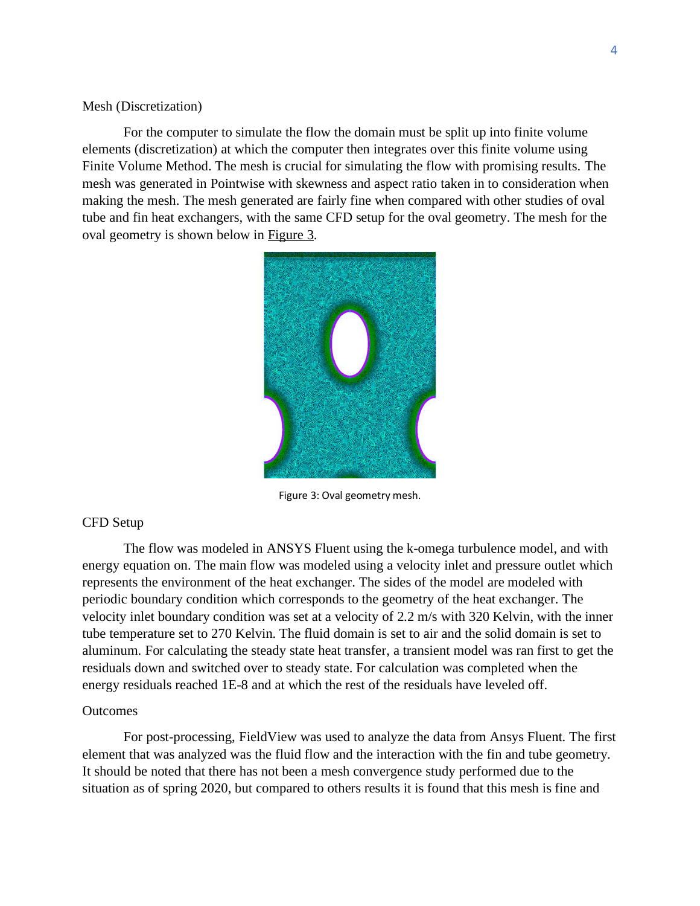### Mesh (Discretization)

For the computer to simulate the flow the domain must be split up into finite volume elements (discretization) at which the computer then integrates over this finite volume using Finite Volume Method. The mesh is crucial for simulating the flow with promising results. The mesh was generated in Pointwise with skewness and aspect ratio taken in to consideration when making the mesh. The mesh generated are fairly fine when compared with other studies of oval tube and fin heat exchangers, with the same CFD setup for the oval geometry. The mesh for the oval geometry is shown below in Figure 3.

Figure 3: Oval geometry mesh.

### CFD Setup

The flow was modeled in ANSYS Fluent using the k-omega turbulence model, and with energy equation on. The main flow was modeled using a velocity inlet and pressure outlet which represents the environment of the heat exchanger. The sides of the model are modeled with periodic boundary condition which corresponds to the geometry of the heat exchanger. The velocity inlet boundary condition was set at a velocity of 2.2 m/s with 320 Kelvin, with the inner tube temperature set to 270 Kelvin. The fluid domain is set to air and the solid domain is set to aluminum. For calculating the steady state heat transfer, a transient model was ran first to get the residuals down and switched over to steady state. For calculation was completed when the energy residuals reached 1E-8 and at which the rest of the residuals have leveled off.

### Outcomes

For post-processing, FieldView was used to analyze the data from Ansys Fluent. The first element that was analyzed was the fluid flow and the interaction with the fin and tube geometry. It should be noted that there has not been a mesh convergence study performed due to the situation as of spring 2020, but compared to others results it is found that this mesh is fine and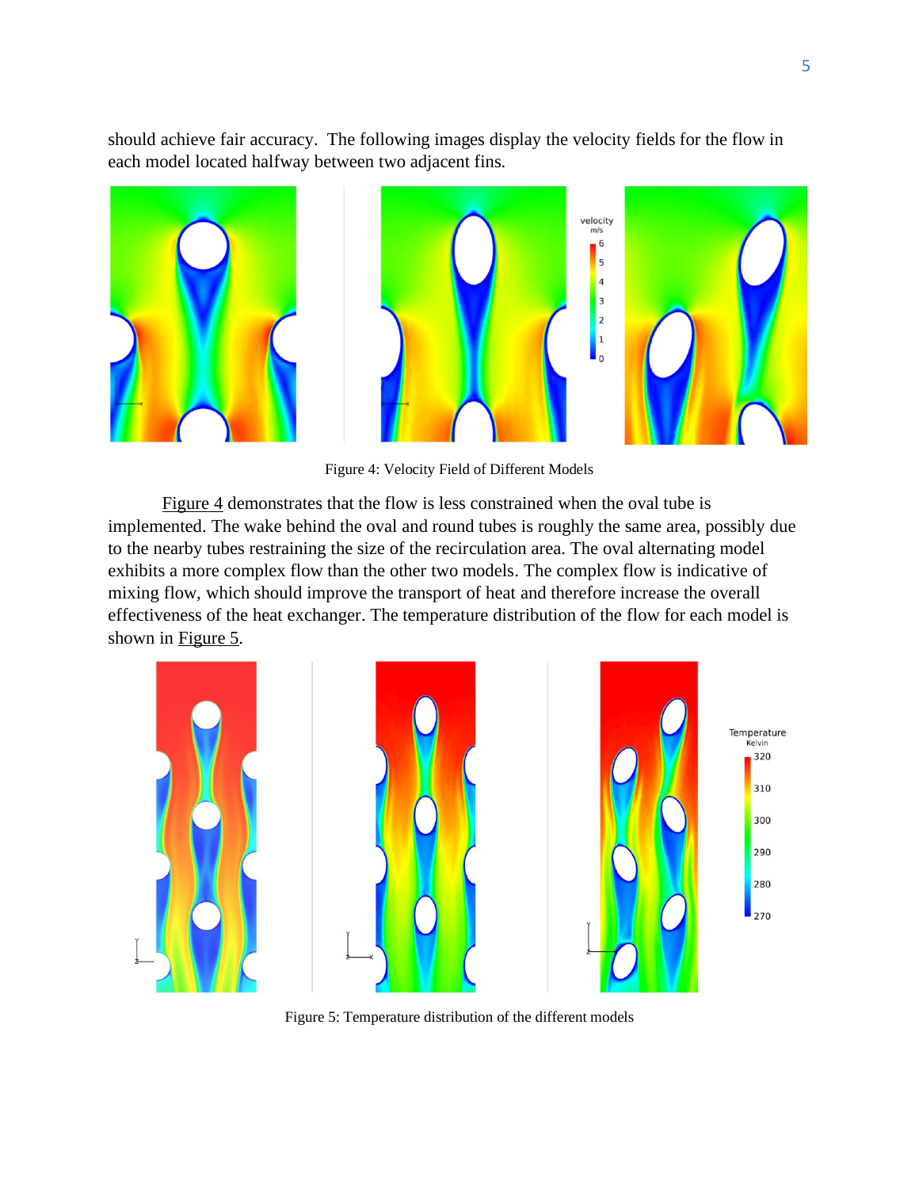should achieve fair accuracy. The following images display the velocity fields for the flow in each model located halfway between two adjacent fins.

Figure 4: Velocity Field of Different Models

Figure 4 demonstrates that the flow is less constrained when the oval tube is implemented. The wake behind the oval and round tubes is roughly the same area, possibly due to the nearby tubes restraining the size of the recirculation area. The oval alternating model exhibits a more complex flow than the other two models. The complex flow is indicative of mixing flow, which should improve the transport of heat and therefore increase the overall effectiveness of the heat exchanger. The temperature distribution of the flow for each model is shown in Figure 5.

Figure 5: Temperature distribution of the different models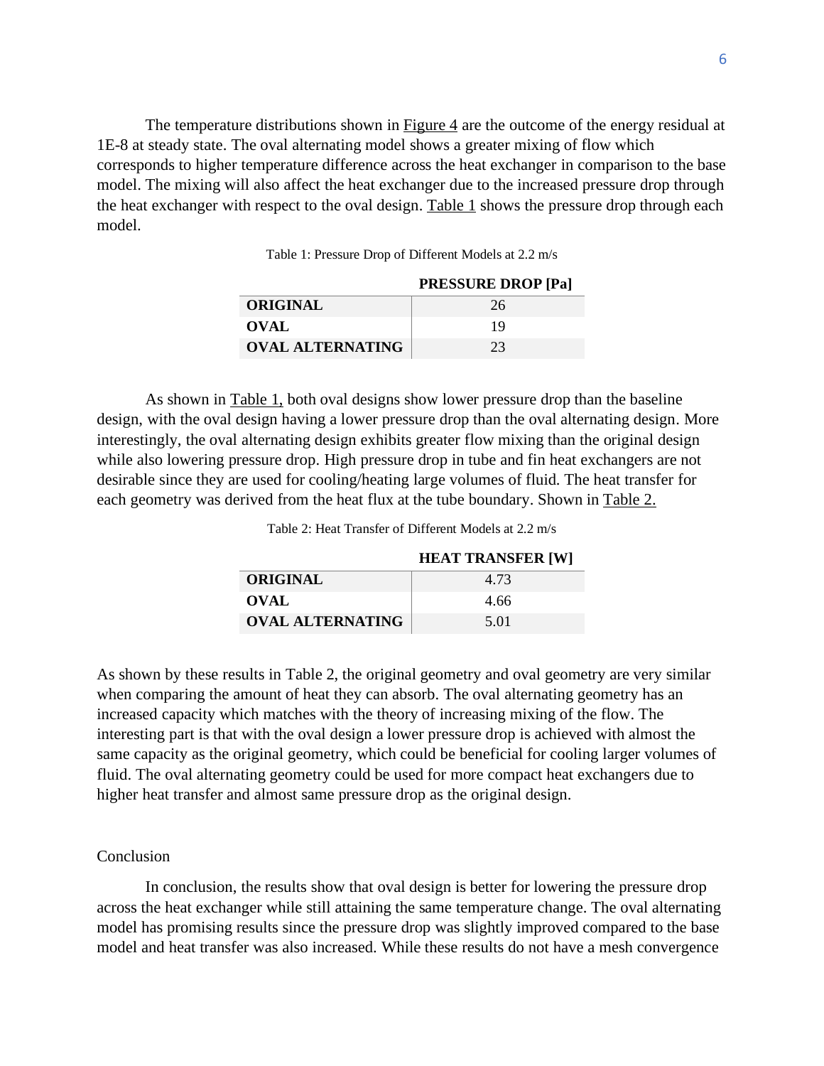The temperature distributions shown in Figure 4 are the outcome of the energy residual at 1E-8 at steady state. The oval alternating model shows a greater mixing of flow which corresponds to higher temperature difference across the heat exchanger in comparison to the base model. The mixing will also affect the heat exchanger due to the increased pressure drop through the heat exchanger with respect to the oval design. Table 1 shows the pressure drop through each model.

Table 1: Pressure Drop of Different Models at 2.2 m/s

| | **PRESSURE DROP [Pa]** |
|---|---|
| **ORIGINAL** | 26 |
| **OVAL** | 19 |
| **OVAL ALTERNATING** | 23 |

As shown in Table 1, both oval designs show lower pressure drop than the baseline design, with the oval design having a lower pressure drop than the oval alternating design. More interestingly, the oval alternating design exhibits greater flow mixing than the original design while also lowering pressure drop. High pressure drop in tube and fin heat exchangers are not desirable since they are used for cooling/heating large volumes of fluid. The heat transfer for each geometry was derived from the heat flux at the tube boundary. Shown in Table 2.

Table 2: Heat Transfer of Different Models at 2.2 m/s

| | **HEAT TRANSFER [W]** |
|---|---|
| **ORIGINAL** | 4.73 |
| **OVAL** | 4.66 |
| **OVAL ALTERNATING** | 5.01 |

As shown by these results in Table 2, the original geometry and oval geometry are very similar when comparing the amount of heat they can absorb. The oval alternating geometry has an increased capacity which matches with the theory of increasing mixing of the flow. The interesting part is that with the oval design a lower pressure drop is achieved with almost the same capacity as the original geometry, which could be beneficial for cooling larger volumes of fluid. The oval alternating geometry could be used for more compact heat exchangers due to higher heat transfer and almost same pressure drop as the original design.

## Conclusion

In conclusion, the results show that oval design is better for lowering the pressure drop across the heat exchanger while still attaining the same temperature change. The oval alternating model has promising results since the pressure drop was slightly improved compared to the base model and heat transfer was also increased. While these results do not have a mesh convergence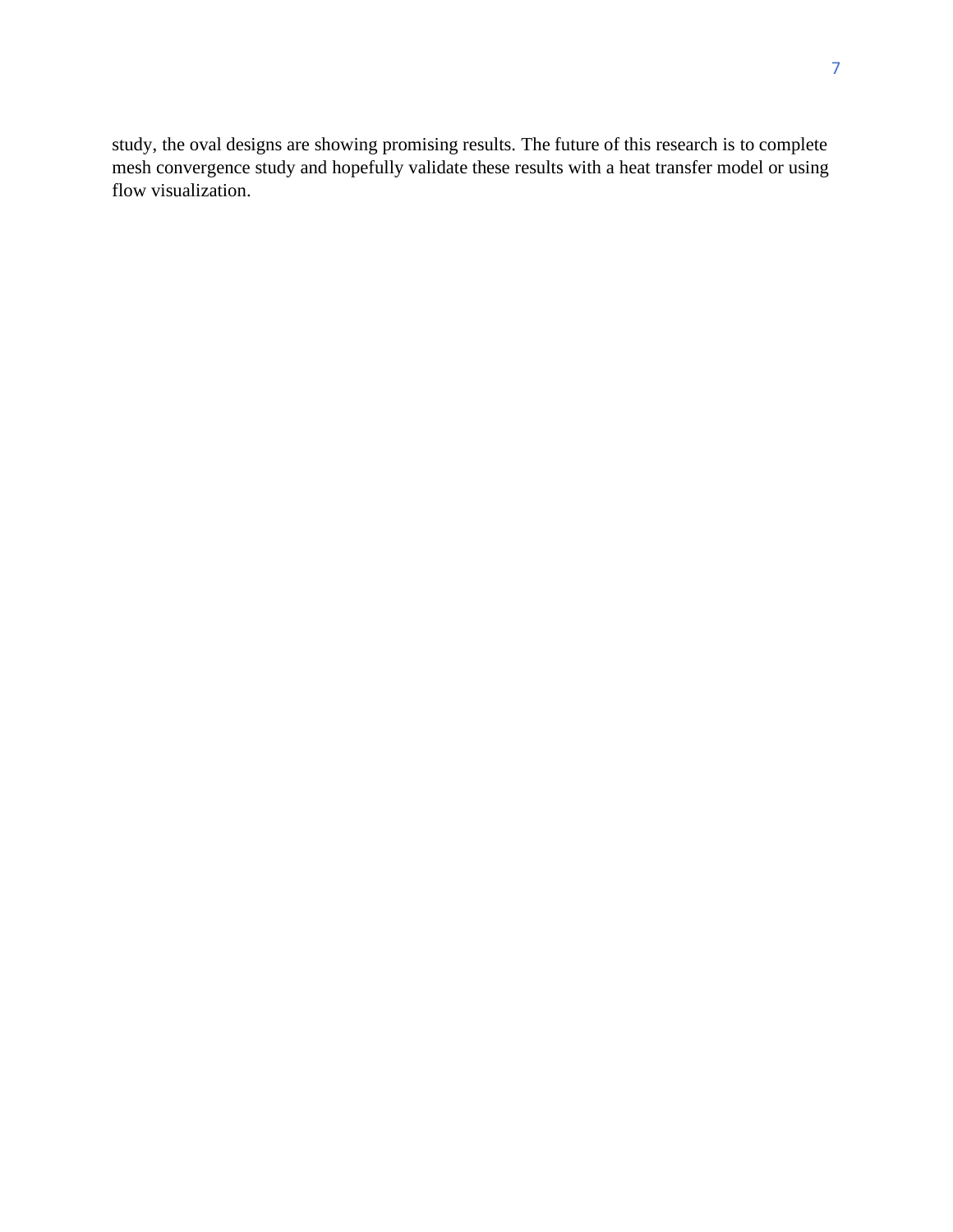study, the oval designs are showing promising results. The future of this research is to complete mesh convergence study and hopefully validate these results with a heat transfer model or using flow visualization.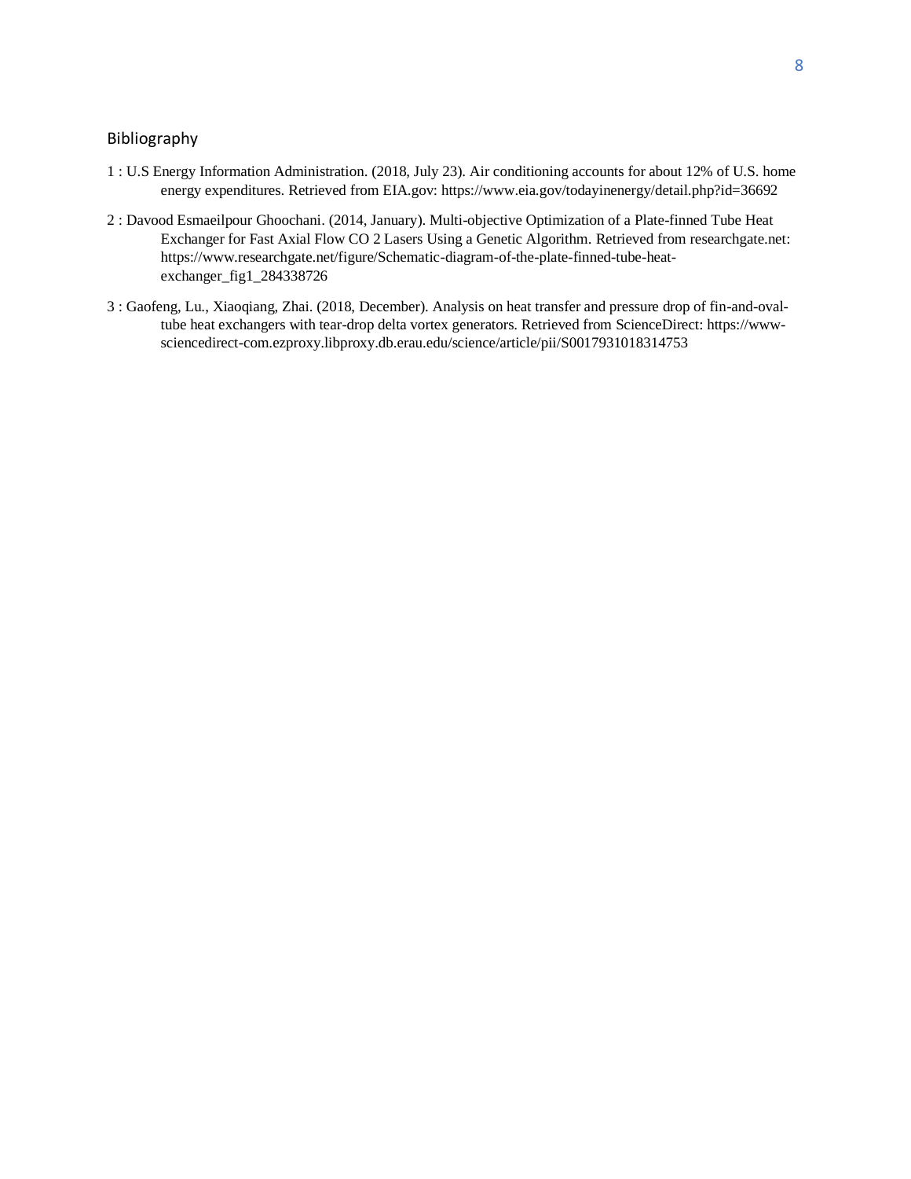## Bibliography

1 : U.S Energy Information Administration. (2018, July 23). Air conditioning accounts for about 12% of U.S. home energy expenditures. Retrieved from EIA.gov: https://www.eia.gov/todayinenergy/detail.php?id=36692

2 : Davood Esmaeilpour Ghoochani. (2014, January). Multi-objective Optimization of a Plate-finned Tube Heat Exchanger for Fast Axial Flow CO 2 Lasers Using a Genetic Algorithm. Retrieved from researchgate.net: https://www.researchgate.net/figure/Schematic-diagram-of-the-plate-finned-tube-heat-exchanger_fig1_284338726

3 : Gaofeng, Lu., Xiaoqiang, Zhai. (2018, December). Analysis on heat transfer and pressure drop of fin-and-oval-tube heat exchangers with tear-drop delta vortex generators. Retrieved from ScienceDirect: https://www-sciencedirect-com.ezproxy.libproxy.db.erau.edu/science/article/pii/S0017931018314753